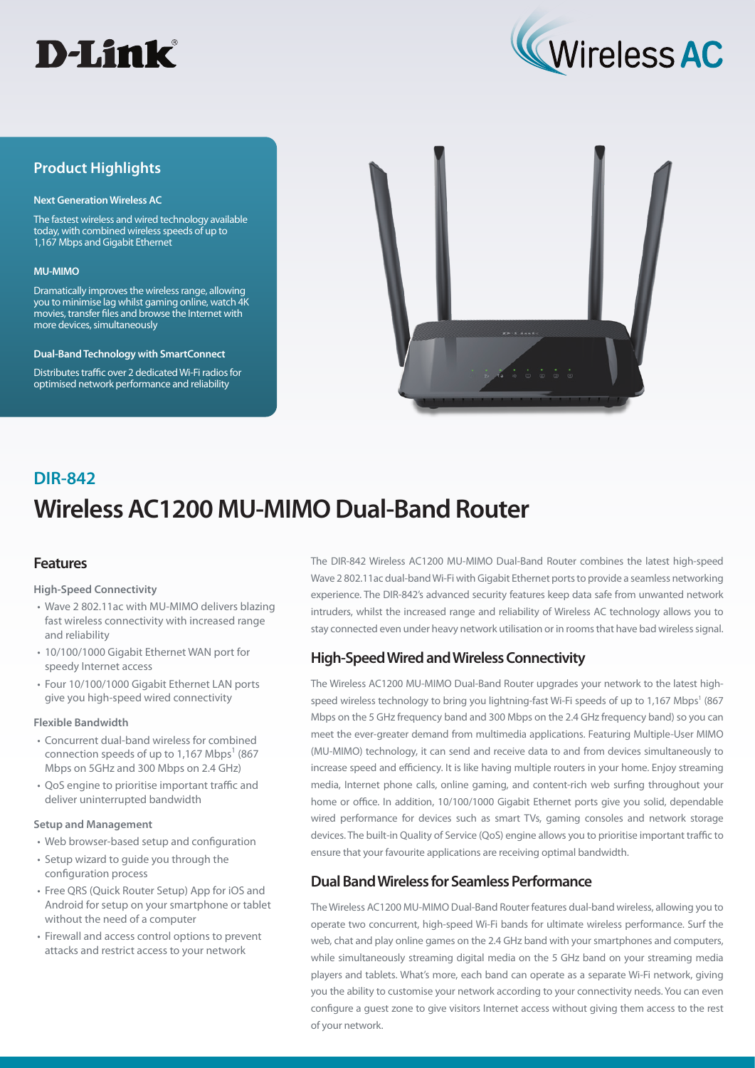D-Link

Wireless AC

## Product Highlights

**Next Generation Wireless AC**

The fastest wireless and wired technology available today, with combined wireless speeds of up to 1,167 Mbps and Gigabit Ethernet

**MU-MIMO**

Dramatically improves the wireless range, allowing you to minimise lag whilst gaming online, watch 4K movies, transfer files and browse the Internet with more devices, simultaneously

**Dual-Band Technology with SmartConnect**

Distributes traffic over 2 dedicated Wi-Fi radios for optimised network performance and reliability

## DIR-842

# Wireless AC1200 MU-MIMO Dual-Band Router

## Features

**High-Speed Connectivity**

- Wave 2 802.11ac with MU-MIMO delivers blazing fast wireless connectivity with increased range and reliability
- 10/100/1000 Gigabit Ethernet WAN port for speedy Internet access
- Four 10/100/1000 Gigabit Ethernet LAN ports give you high-speed wired connectivity

**Flexible Bandwidth**

- Concurrent dual-band wireless for combined connection speeds of up to 1,167 Mbps[1] (867 Mbps on 5GHz and 300 Mbps on 2.4 GHz)
- QoS engine to prioritise important traffic and deliver uninterrupted bandwidth

**Setup and Management**

- Web browser-based setup and configuration
- Setup wizard to guide you through the configuration process
- Free QRS (Quick Router Setup) App for iOS and Android for setup on your smartphone or tablet without the need of a computer
- Firewall and access control options to prevent attacks and restrict access to your network

The DIR-842 Wireless AC1200 MU-MIMO Dual-Band Router combines the latest high-speed Wave 2 802.11ac dual-band Wi-Fi with Gigabit Ethernet ports to provide a seamless networking experience. The DIR-842's advanced security features keep data safe from unwanted network intruders, whilst the increased range and reliability of Wireless AC technology allows you to stay connected even under heavy network utilisation or in rooms that have bad wireless signal.

## High-Speed Wired and Wireless Connectivity

The Wireless AC1200 MU-MIMO Dual-Band Router upgrades your network to the latest high-speed wireless technology to bring you lightning-fast Wi-Fi speeds of up to 1,167 Mbps[1] (867 Mbps on the 5 GHz frequency band and 300 Mbps on the 2.4 GHz frequency band) so you can meet the ever-greater demand from multimedia applications. Featuring Multiple-User MIMO (MU-MIMO) technology, it can send and receive data to and from devices simultaneously to increase speed and efficiency. It is like having multiple routers in your home. Enjoy streaming media, Internet phone calls, online gaming, and content-rich web surfing throughout your home or office. In addition, 10/100/1000 Gigabit Ethernet ports give you solid, dependable wired performance for devices such as smart TVs, gaming consoles and network storage devices. The built-in Quality of Service (QoS) engine allows you to prioritise important traffic to ensure that your favourite applications are receiving optimal bandwidth.

## Dual Band Wireless for Seamless Performance

The Wireless AC1200 MU-MIMO Dual-Band Router features dual-band wireless, allowing you to operate two concurrent, high-speed Wi-Fi bands for ultimate wireless performance. Surf the web, chat and play online games on the 2.4 GHz band with your smartphones and computers, while simultaneously streaming digital media on the 5 GHz band on your streaming media players and tablets. What's more, each band can operate as a separate Wi-Fi network, giving you the ability to customise your network according to your connectivity needs. You can even configure a guest zone to give visitors Internet access without giving them access to the rest of your network.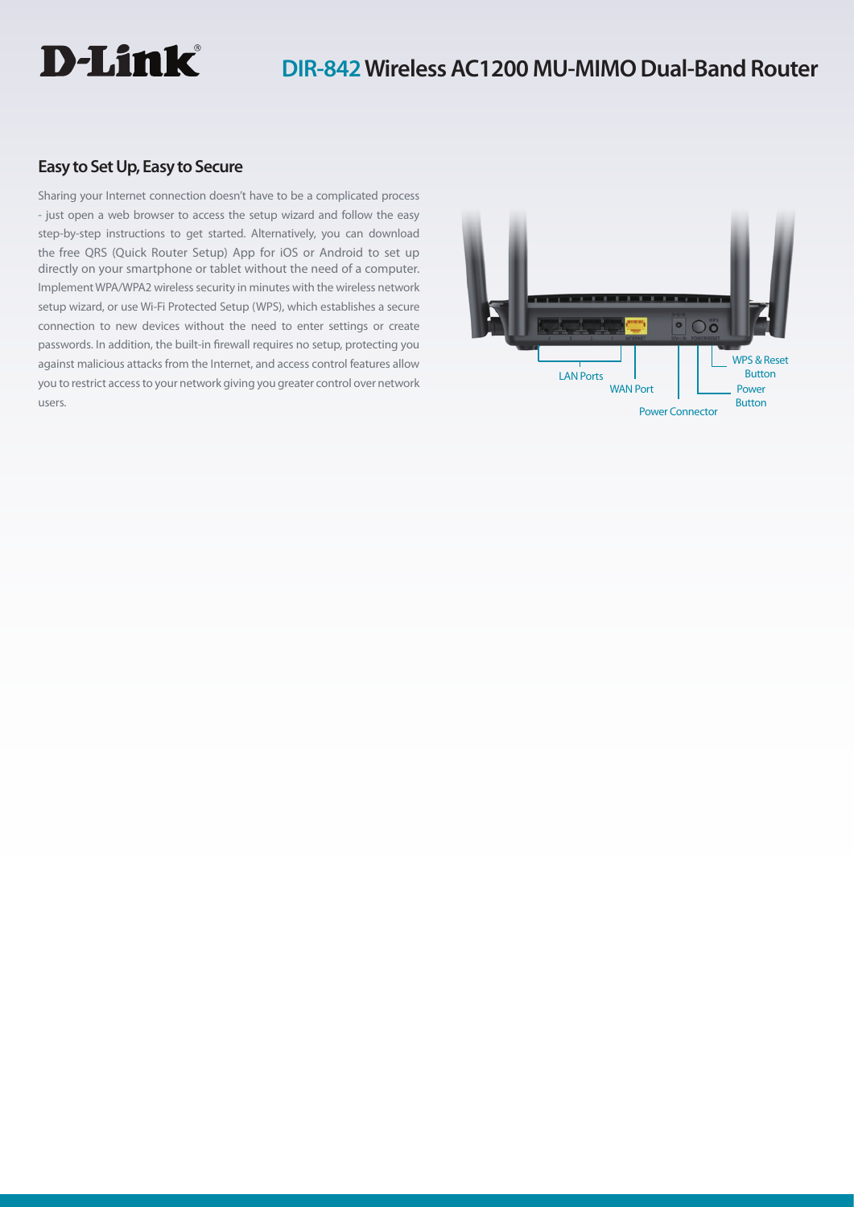# DIR-842 Wireless AC1200 MU-MIMO Dual-Band Router

## Easy to Set Up, Easy to Secure

Sharing your Internet connection doesn't have to be a complicated process - just open a web browser to access the setup wizard and follow the easy step-by-step instructions to get started. Alternatively, you can download the free QRS (Quick Router Setup) App for iOS or Android to set up directly on your smartphone or tablet without the need of a computer. Implement WPA/WPA2 wireless security in minutes with the wireless network setup wizard, or use Wi-Fi Protected Setup (WPS), which establishes a secure connection to new devices without the need to enter settings or create passwords. In addition, the built-in firewall requires no setup, protecting you against malicious attacks from the Internet, and access control features allow you to restrict access to your network giving you greater control over network users.

LAN Ports

WAN Port

Power Connector

WPS & Reset Button

Power Button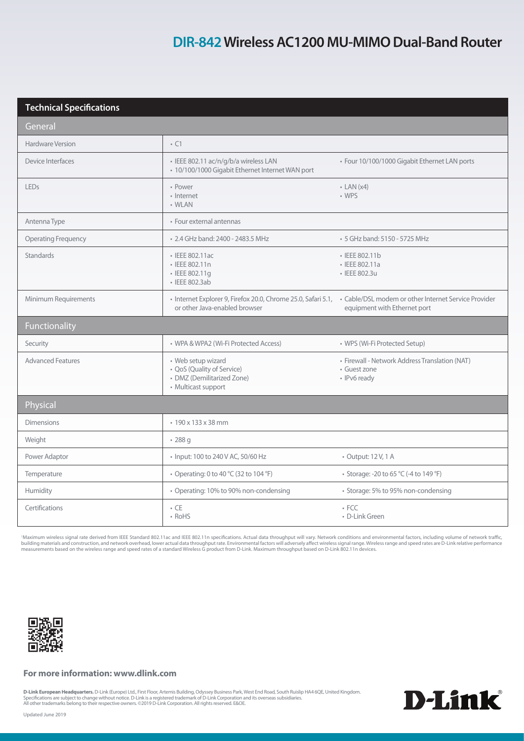# DIR-842 Wireless AC1200 MU-MIMO Dual-Band Router

## Technical Specifications

| | | |
|---|---|---|
| **General** | | |
| Hardware Version | • C1 | |
| Device Interfaces | • IEEE 802.11 ac/n/g/b/a wireless LAN<br>• 10/100/1000 Gigabit Ethernet Internet WAN port | • Four 10/100/1000 Gigabit Ethernet LAN ports |
| LEDs | • Power<br>• Internet<br>• WLAN | • LAN (x4)<br>• WPS |
| Antenna Type | • Four external antennas | |
| Operating Frequency | • 2.4 GHz band: 2400 - 2483.5 MHz | • 5 GHz band: 5150 - 5725 MHz |
| Standards | • IEEE 802.11ac<br>• IEEE 802.11n<br>• IEEE 802.11g<br>• IEEE 802.3ab | • IEEE 802.11b<br>• IEEE 802.11a<br>• IEEE 802.3u |
| Minimum Requirements | • Internet Explorer 9, Firefox 20.0, Chrome 25.0, Safari 5.1, or other Java-enabled browser | • Cable/DSL modem or other Internet Service Provider equipment with Ethernet port |
| **Functionality** | | |
| Security | • WPA & WPA2 (Wi-Fi Protected Access) | • WPS (Wi-Fi Protected Setup) |
| Advanced Features | • Web setup wizard<br>• QoS (Quality of Service)<br>• DMZ (Demilitarized Zone)<br>• Multicast support | • Firewall - Network Address Translation (NAT)<br>• Guest zone<br>• IPv6 ready |
| **Physical** | | |
| Dimensions | • 190 x 133 x 38 mm | |
| Weight | • 288 g | |
| Power Adaptor | • Input: 100 to 240 V AC, 50/60 Hz | • Output: 12 V, 1 A |
| Temperature | • Operating: 0 to 40 °C (32 to 104 °F) | • Storage: -20 to 65 °C (-4 to 149 °F) |
| Humidity | • Operating: 10% to 90% non-condensing | • Storage: 5% to 95% non-condensing |
| Certifications | • CE<br>• RoHS | • FCC<br>• D-Link Green |

[1]Maximum wireless signal rate derived from IEEE Standard 802.11ac and IEEE 802.11n specifications. Actual data throughput will vary. Network conditions and environmental factors, including volume of network traffic, building materials and construction, and network overhead, lower actual data throughput rate. Environmental factors will adversely affect wireless signal range. Wireless range and speed rates are D-Link relative performance measurements based on the wireless range and speed rates of a standard Wireless G product from D-Link. Maximum throughput based on D-Link 802.11n devices.

**For more information: www.dlink.com**

**D-Link European Headquarters.** D-Link (Europe) Ltd., First Floor, Artemis Building, Odyssey Business Park, West End Road, South Ruislip HA4 6QE, United Kingdom. Specifications are subject to change without notice. D-Link is a registered trademark of D-Link Corporation and its overseas subsidiaries. All other trademarks belong to their respective owners. ©2019 D-Link Corporation. All rights reserved. E&OE.

D-Link®

Updated June 2019